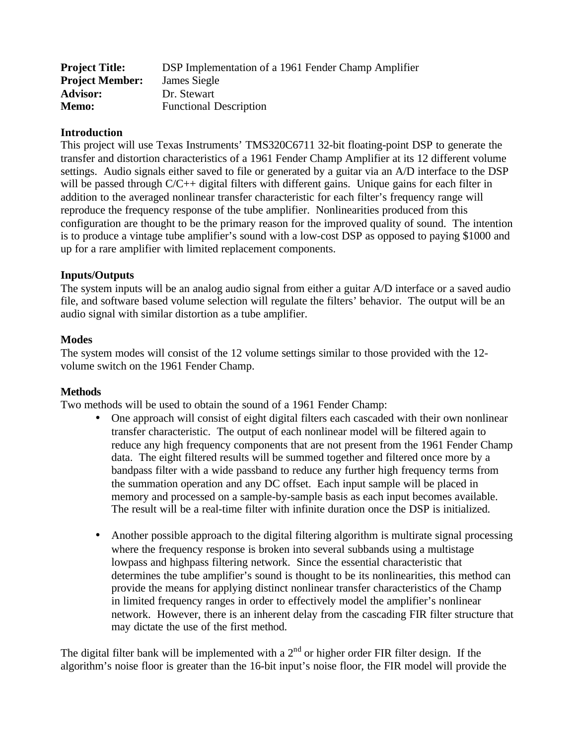**Project Title:** DSP Implementation of a 1961 Fender Champ Amplifier
**Project Member:** James Siegle
**Advisor:** Dr. Stewart
**Memo:** Functional Description

**Introduction**

This project will use Texas Instruments' TMS320C6711 32-bit floating-point DSP to generate the transfer and distortion characteristics of a 1961 Fender Champ Amplifier at its 12 different volume settings. Audio signals either saved to file or generated by a guitar via an A/D interface to the DSP will be passed through C/C++ digital filters with different gains. Unique gains for each filter in addition to the averaged nonlinear transfer characteristic for each filter's frequency range will reproduce the frequency response of the tube amplifier. Nonlinearities produced from this configuration are thought to be the primary reason for the improved quality of sound. The intention is to produce a vintage tube amplifier's sound with a low-cost DSP as opposed to paying $1000 and up for a rare amplifier with limited replacement components.

**Inputs/Outputs**

The system inputs will be an analog audio signal from either a guitar A/D interface or a saved audio file, and software based volume selection will regulate the filters' behavior. The output will be an audio signal with similar distortion as a tube amplifier.

**Modes**

The system modes will consist of the 12 volume settings similar to those provided with the 12-volume switch on the 1961 Fender Champ.

**Methods**

Two methods will be used to obtain the sound of a 1961 Fender Champ:

- One approach will consist of eight digital filters each cascaded with their own nonlinear transfer characteristic. The output of each nonlinear model will be filtered again to reduce any high frequency components that are not present from the 1961 Fender Champ data. The eight filtered results will be summed together and filtered once more by a bandpass filter with a wide passband to reduce any further high frequency terms from the summation operation and any DC offset. Each input sample will be placed in memory and processed on a sample-by-sample basis as each input becomes available. The result will be a real-time filter with infinite duration once the DSP is initialized.

- Another possible approach to the digital filtering algorithm is multirate signal processing where the frequency response is broken into several subbands using a multistage lowpass and highpass filtering network. Since the essential characteristic that determines the tube amplifier's sound is thought to be its nonlinearities, this method can provide the means for applying distinct nonlinear transfer characteristics of the Champ in limited frequency ranges in order to effectively model the amplifier's nonlinear network. However, there is an inherent delay from the cascading FIR filter structure that may dictate the use of the first method.

The digital filter bank will be implemented with a 2$^{nd}$ or higher order FIR filter design. If the algorithm's noise floor is greater than the 16-bit input's noise floor, the FIR model will provide the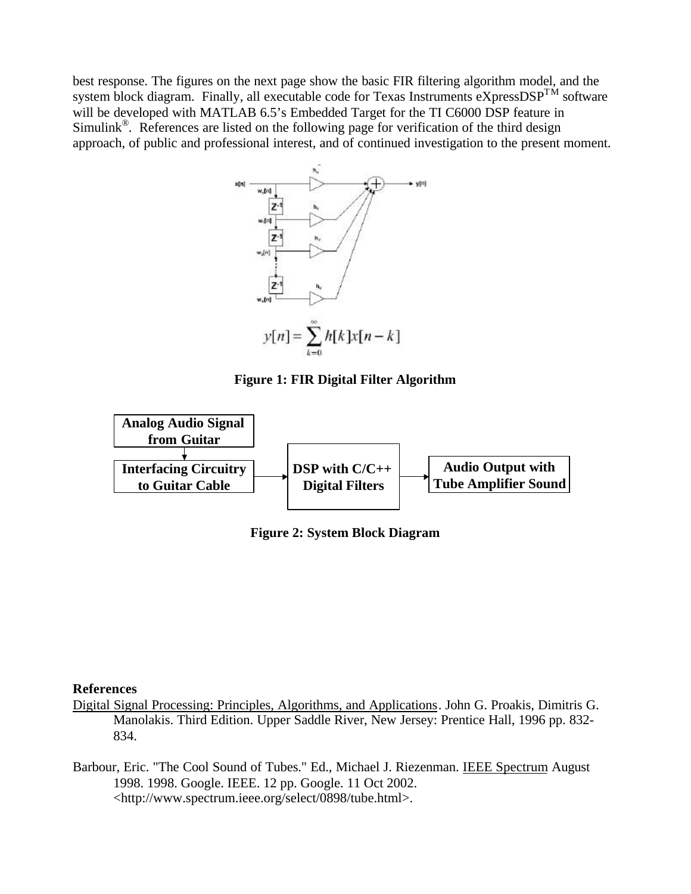best response. The figures on the next page show the basic FIR filtering algorithm model, and the system block diagram. Finally, all executable code for Texas Instruments eXpressDSP™ software will be developed with MATLAB 6.5's Embedded Target for the TI C6000 DSP feature in Simulink®. References are listed on the following page for verification of the third design approach, of public and professional interest, and of continued investigation to the present moment.

$$y[n] = \sum_{k=0}^{\infty} h[k]x[n-k]$$

**Figure 1: FIR Digital Filter Algorithm**

Analog Audio Signal from Guitar

Interfacing Circuitry to Guitar Cable

DSP with C/C++ Digital Filters

Audio Output with Tube Amplifier Sound

**Figure 2: System Block Diagram**

**References**

Digital Signal Processing: Principles, Algorithms, and Applications. John G. Proakis, Dimitris G. Manolakis. Third Edition. Upper Saddle River, New Jersey: Prentice Hall, 1996 pp. 832-834.

Barbour, Eric. "The Cool Sound of Tubes." Ed., Michael J. Riezenman. IEEE Spectrum August 1998. 1998. Google. IEEE. 12 pp. Google. 11 Oct 2002. <http://www.spectrum.ieee.org/select/0898/tube.html>.